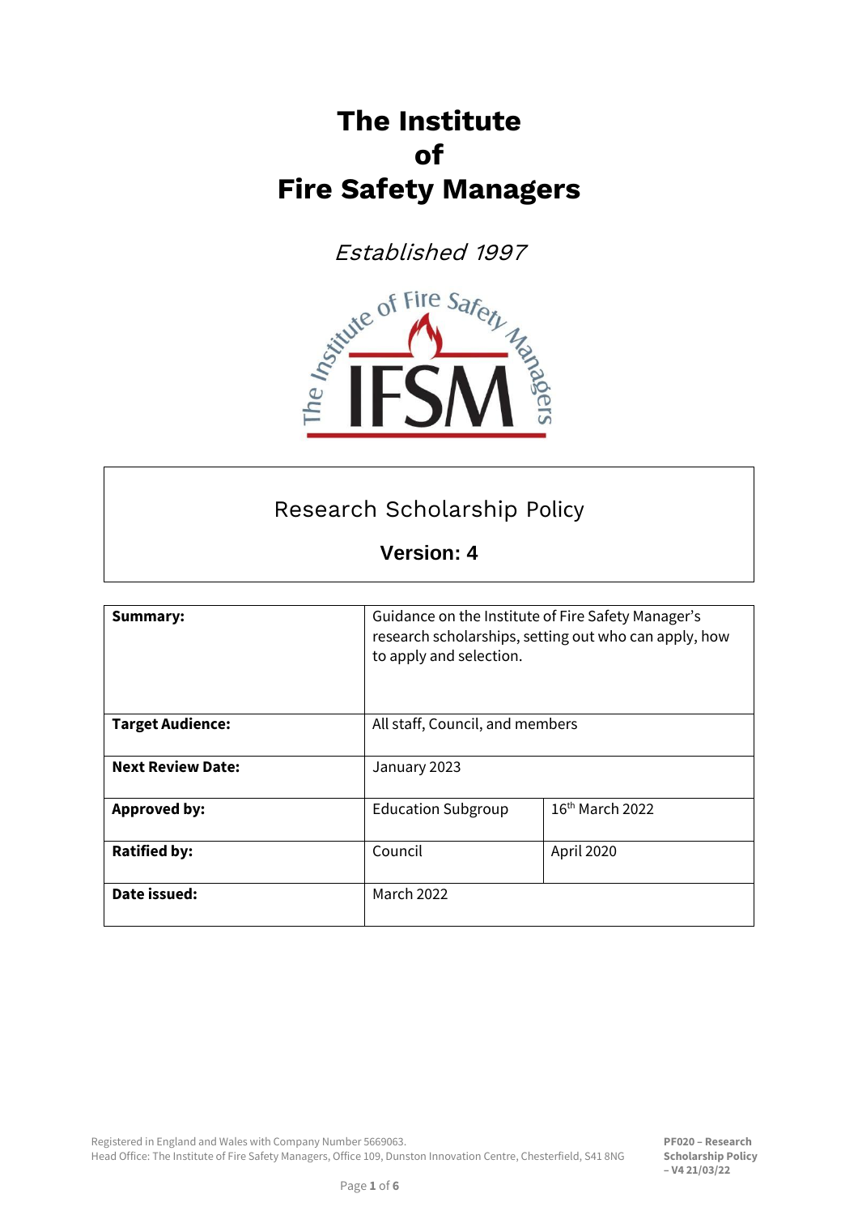# The Institute of Fire Safety Managers

*Established 1997*

## Research Scholarship Policy

**Version: 4**

| | | |
|---|---|---|
| **Summary:** | Guidance on the Institute of Fire Safety Manager's research scholarships, setting out who can apply, how to apply and selection. | |
| **Target Audience:** | All staff, Council, and members | |
| **Next Review Date:** | January 2023 | |
| **Approved by:** | Education Subgroup | 16th March 2022 |
| **Ratified by:** | Council | April 2020 |
| **Date issued:** | March 2022 | |

Registered in England and Wales with Company Number 5669063.
Head Office: The Institute of Fire Safety Managers, Office 109, Dunston Innovation Centre, Chesterfield, S41 8NG

**PF020 – Research Scholarship Policy – V4 21/03/22**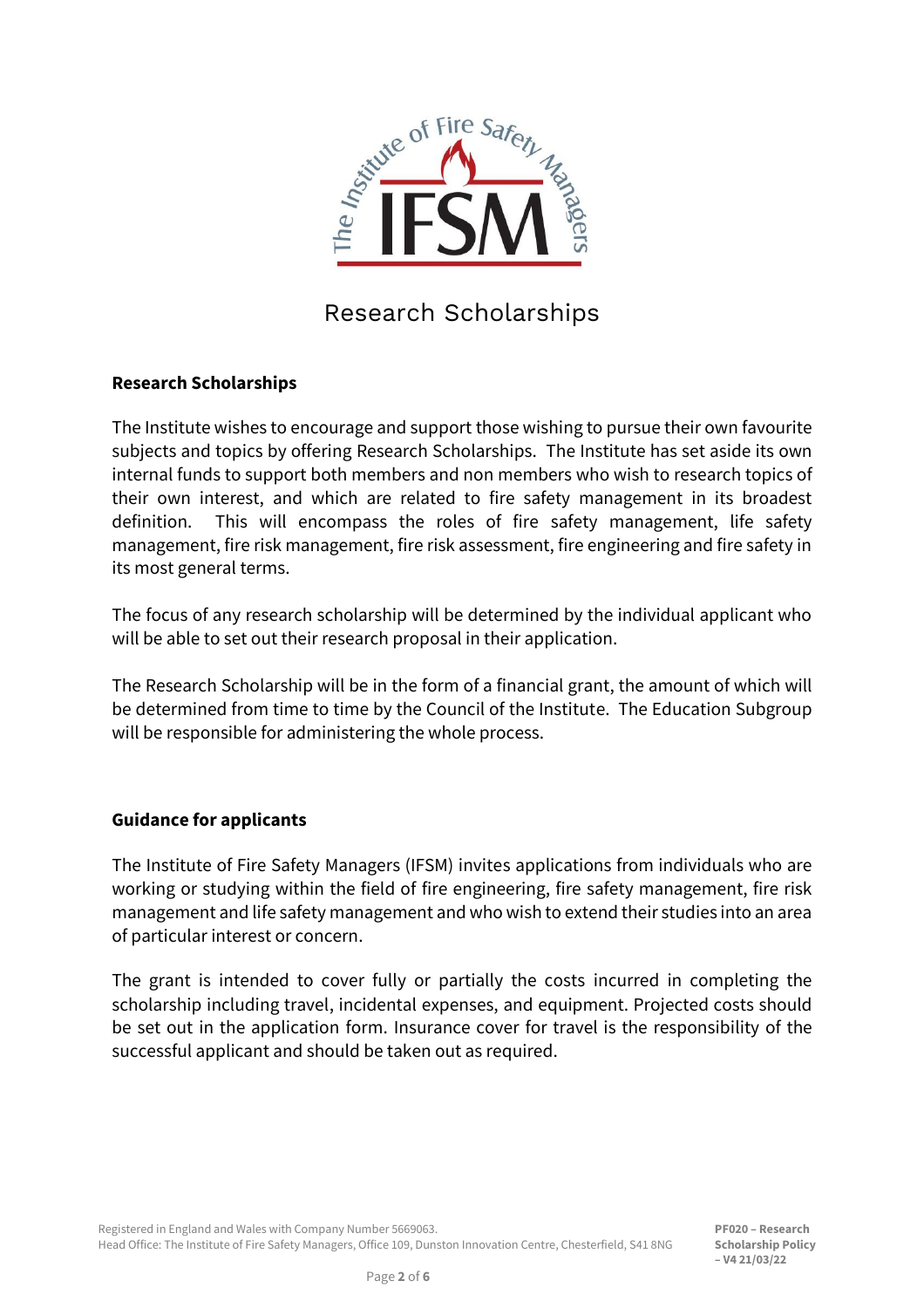# Research Scholarships

## Research Scholarships

The Institute wishes to encourage and support those wishing to pursue their own favourite subjects and topics by offering Research Scholarships. The Institute has set aside its own internal funds to support both members and non members who wish to research topics of their own interest, and which are related to fire safety management in its broadest definition. This will encompass the roles of fire safety management, life safety management, fire risk management, fire risk assessment, fire engineering and fire safety in its most general terms.

The focus of any research scholarship will be determined by the individual applicant who will be able to set out their research proposal in their application.

The Research Scholarship will be in the form of a financial grant, the amount of which will be determined from time to time by the Council of the Institute. The Education Subgroup will be responsible for administering the whole process.

## Guidance for applicants

The Institute of Fire Safety Managers (IFSM) invites applications from individuals who are working or studying within the field of fire engineering, fire safety management, fire risk management and life safety management and who wish to extend their studies into an area of particular interest or concern.

The grant is intended to cover fully or partially the costs incurred in completing the scholarship including travel, incidental expenses, and equipment. Projected costs should be set out in the application form. Insurance cover for travel is the responsibility of the successful applicant and should be taken out as required.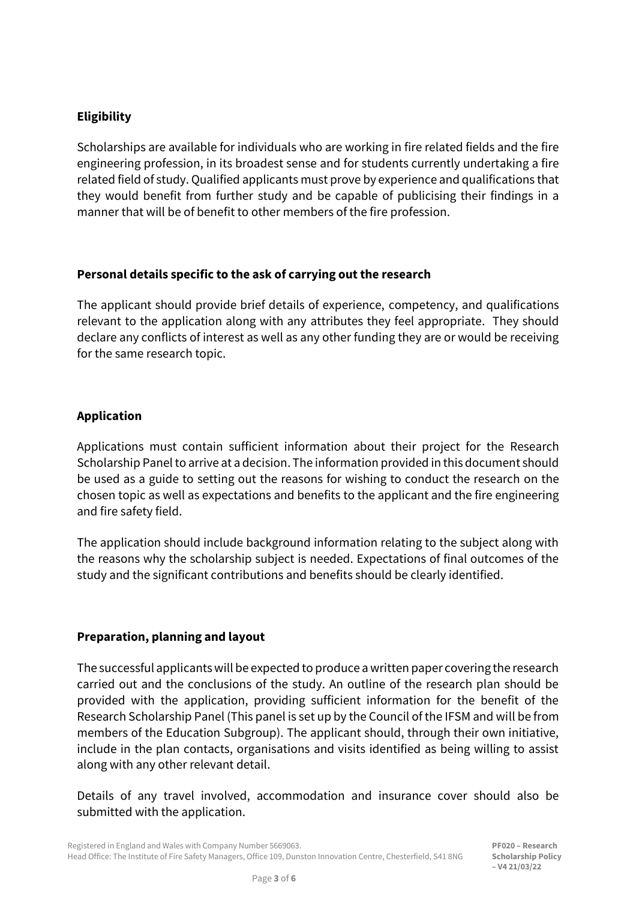## Eligibility

Scholarships are available for individuals who are working in fire related fields and the fire engineering profession, in its broadest sense and for students currently undertaking a fire related field of study. Qualified applicants must prove by experience and qualifications that they would benefit from further study and be capable of publicising their findings in a manner that will be of benefit to other members of the fire profession.

## Personal details specific to the ask of carrying out the research

The applicant should provide brief details of experience, competency, and qualifications relevant to the application along with any attributes they feel appropriate. They should declare any conflicts of interest as well as any other funding they are or would be receiving for the same research topic.

## Application

Applications must contain sufficient information about their project for the Research Scholarship Panel to arrive at a decision. The information provided in this document should be used as a guide to setting out the reasons for wishing to conduct the research on the chosen topic as well as expectations and benefits to the applicant and the fire engineering and fire safety field.

The application should include background information relating to the subject along with the reasons why the scholarship subject is needed. Expectations of final outcomes of the study and the significant contributions and benefits should be clearly identified.

## Preparation, planning and layout

The successful applicants will be expected to produce a written paper covering the research carried out and the conclusions of the study. An outline of the research plan should be provided with the application, providing sufficient information for the benefit of the Research Scholarship Panel (This panel is set up by the Council of the IFSM and will be from members of the Education Subgroup). The applicant should, through their own initiative, include in the plan contacts, organisations and visits identified as being willing to assist along with any other relevant detail.

Details of any travel involved, accommodation and insurance cover should also be submitted with the application.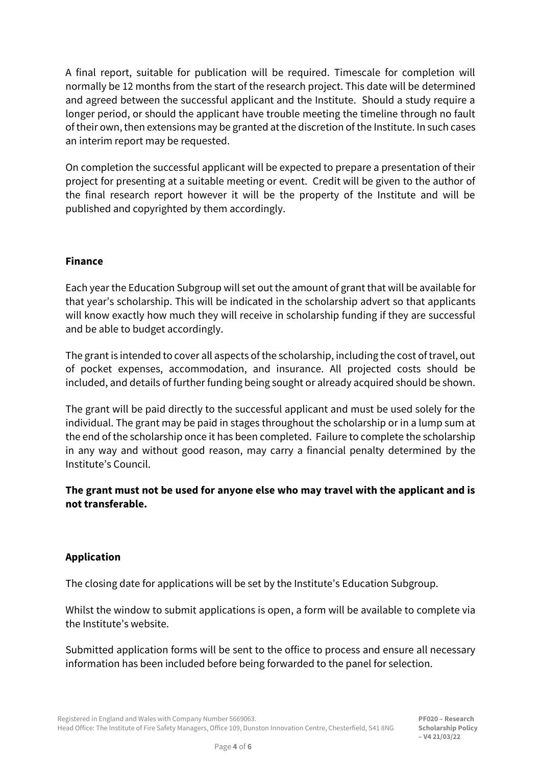A final report, suitable for publication will be required. Timescale for completion will normally be 12 months from the start of the research project. This date will be determined and agreed between the successful applicant and the Institute. Should a study require a longer period, or should the applicant have trouble meeting the timeline through no fault of their own, then extensions may be granted at the discretion of the Institute. In such cases an interim report may be requested.

On completion the successful applicant will be expected to prepare a presentation of their project for presenting at a suitable meeting or event. Credit will be given to the author of the final research report however it will be the property of the Institute and will be published and copyrighted by them accordingly.

## Finance

Each year the Education Subgroup will set out the amount of grant that will be available for that year's scholarship. This will be indicated in the scholarship advert so that applicants will know exactly how much they will receive in scholarship funding if they are successful and be able to budget accordingly.

The grant is intended to cover all aspects of the scholarship, including the cost of travel, out of pocket expenses, accommodation, and insurance. All projected costs should be included, and details of further funding being sought or already acquired should be shown.

The grant will be paid directly to the successful applicant and must be used solely for the individual. The grant may be paid in stages throughout the scholarship or in a lump sum at the end of the scholarship once it has been completed. Failure to complete the scholarship in any way and without good reason, may carry a financial penalty determined by the Institute's Council.

**The grant must not be used for anyone else who may travel with the applicant and is not transferable.**

## Application

The closing date for applications will be set by the Institute's Education Subgroup.

Whilst the window to submit applications is open, a form will be available to complete via the Institute's website.

Submitted application forms will be sent to the office to process and ensure all necessary information has been included before being forwarded to the panel for selection.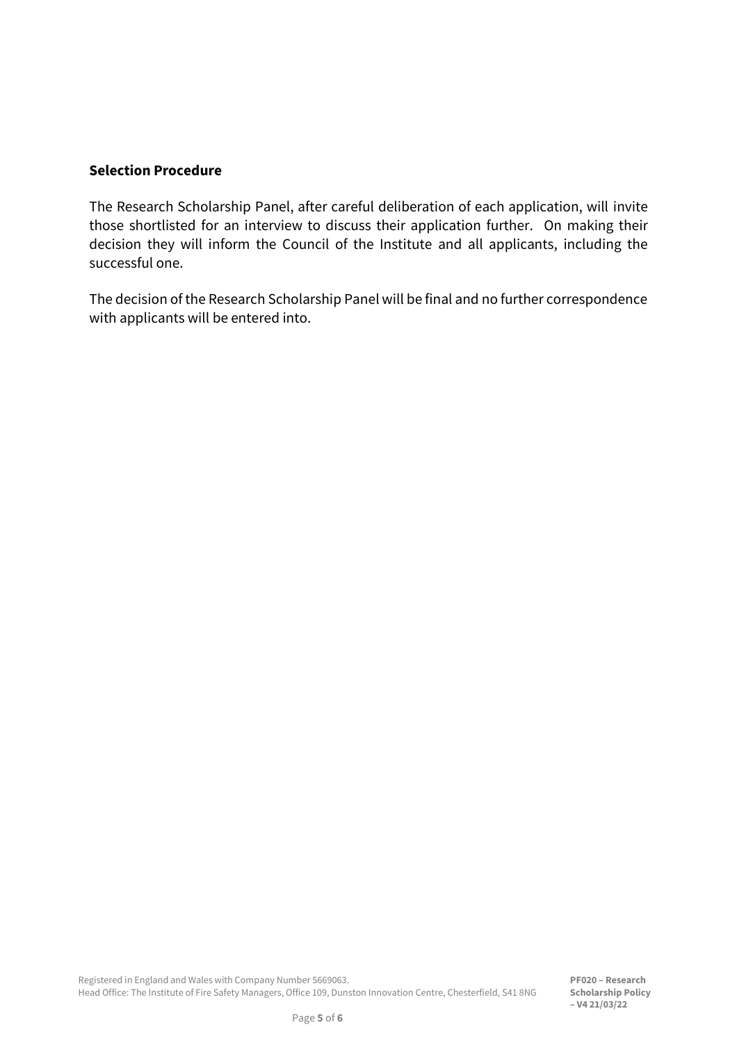**Selection Procedure**

The Research Scholarship Panel, after careful deliberation of each application, will invite those shortlisted for an interview to discuss their application further. On making their decision they will inform the Council of the Institute and all applicants, including the successful one.

The decision of the Research Scholarship Panel will be final and no further correspondence with applicants will be entered into.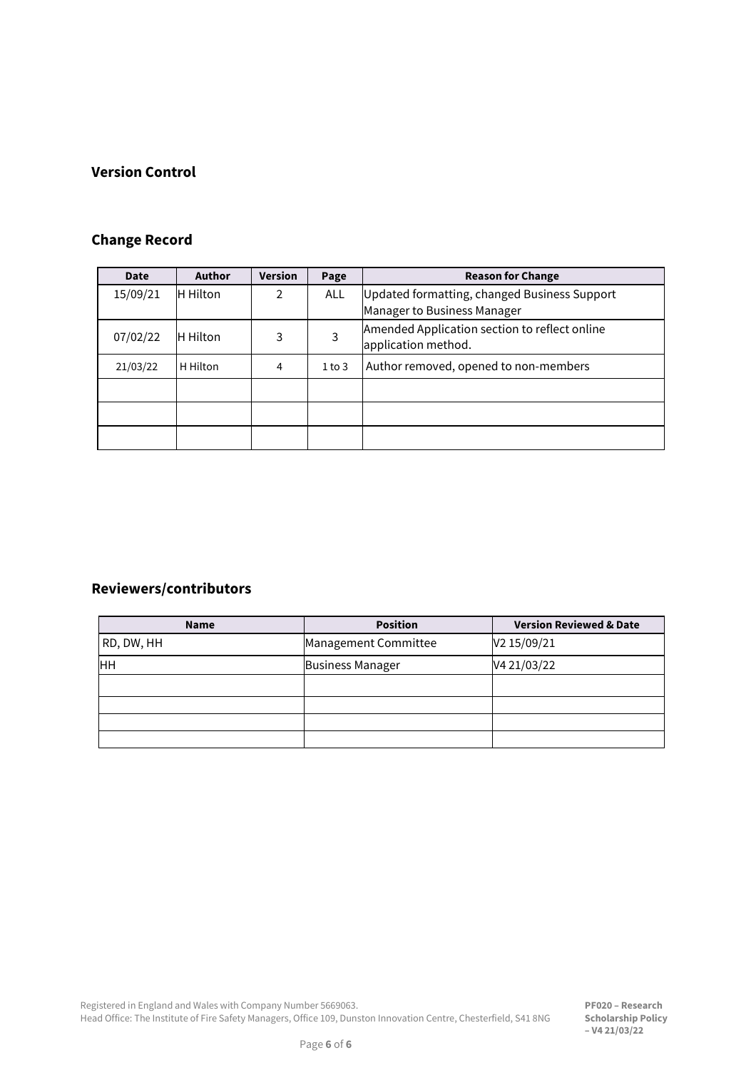## Version Control

## Change Record

| Date | Author | Version | Page | Reason for Change |
|---|---|---|---|---|
| 15/09/21 | H Hilton | 2 | ALL | Updated formatting, changed Business Support Manager to Business Manager |
| 07/02/22 | H Hilton | 3 | 3 | Amended Application section to reflect online application method. |
| 21/03/22 | H Hilton | 4 | 1 to 3 | Author removed, opened to non-members |
| | | | | |
| | | | | |
| | | | | |

## Reviewers/contributors

| Name | Position | Version Reviewed & Date |
|---|---|---|
| RD, DW, HH | Management Committee | V2 15/09/21 |
| HH | Business Manager | V4 21/03/22 |
| | | |
| | | |
| | | |
| | | |